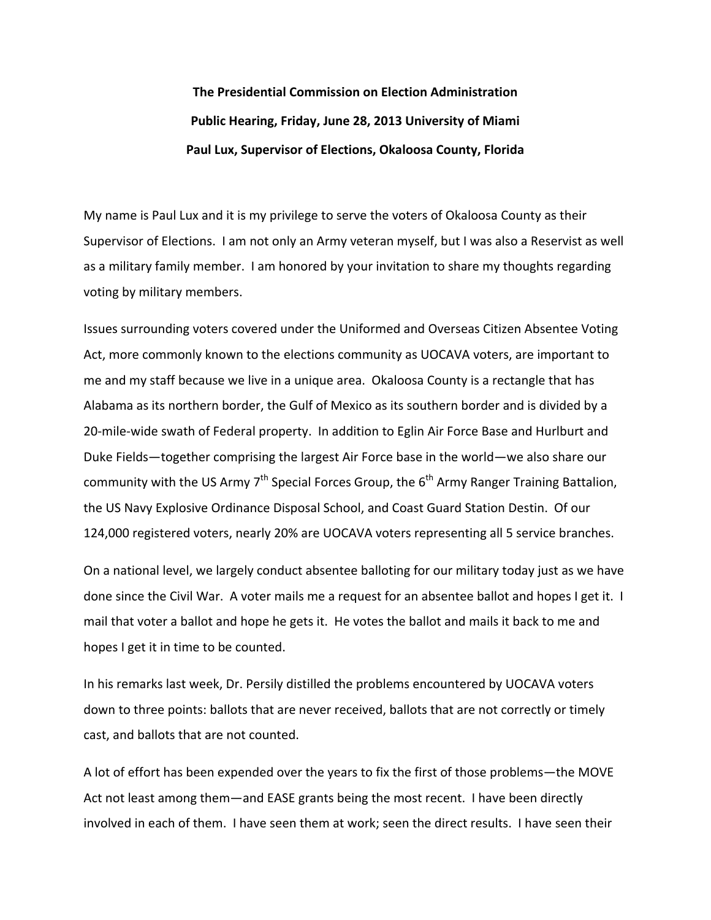**The Presidential Commission on Election Administration**

**Public Hearing, Friday, June 28, 2013 University of Miami**

**Paul Lux, Supervisor of Elections, Okaloosa County, Florida**

My name is Paul Lux and it is my privilege to serve the voters of Okaloosa County as their Supervisor of Elections. I am not only an Army veteran myself, but I was also a Reservist as well as a military family member. I am honored by your invitation to share my thoughts regarding voting by military members.

Issues surrounding voters covered under the Uniformed and Overseas Citizen Absentee Voting Act, more commonly known to the elections community as UOCAVA voters, are important to me and my staff because we live in a unique area. Okaloosa County is a rectangle that has Alabama as its northern border, the Gulf of Mexico as its southern border and is divided by a 20-mile-wide swath of Federal property. In addition to Eglin Air Force Base and Hurlburt and Duke Fields—together comprising the largest Air Force base in the world—we also share our community with the US Army 7th Special Forces Group, the 6th Army Ranger Training Battalion, the US Navy Explosive Ordinance Disposal School, and Coast Guard Station Destin. Of our 124,000 registered voters, nearly 20% are UOCAVA voters representing all 5 service branches.

On a national level, we largely conduct absentee balloting for our military today just as we have done since the Civil War. A voter mails me a request for an absentee ballot and hopes I get it. I mail that voter a ballot and hope he gets it. He votes the ballot and mails it back to me and hopes I get it in time to be counted.

In his remarks last week, Dr. Persily distilled the problems encountered by UOCAVA voters down to three points: ballots that are never received, ballots that are not correctly or timely cast, and ballots that are not counted.

A lot of effort has been expended over the years to fix the first of those problems—the MOVE Act not least among them—and EASE grants being the most recent. I have been directly involved in each of them. I have seen them at work; seen the direct results. I have seen their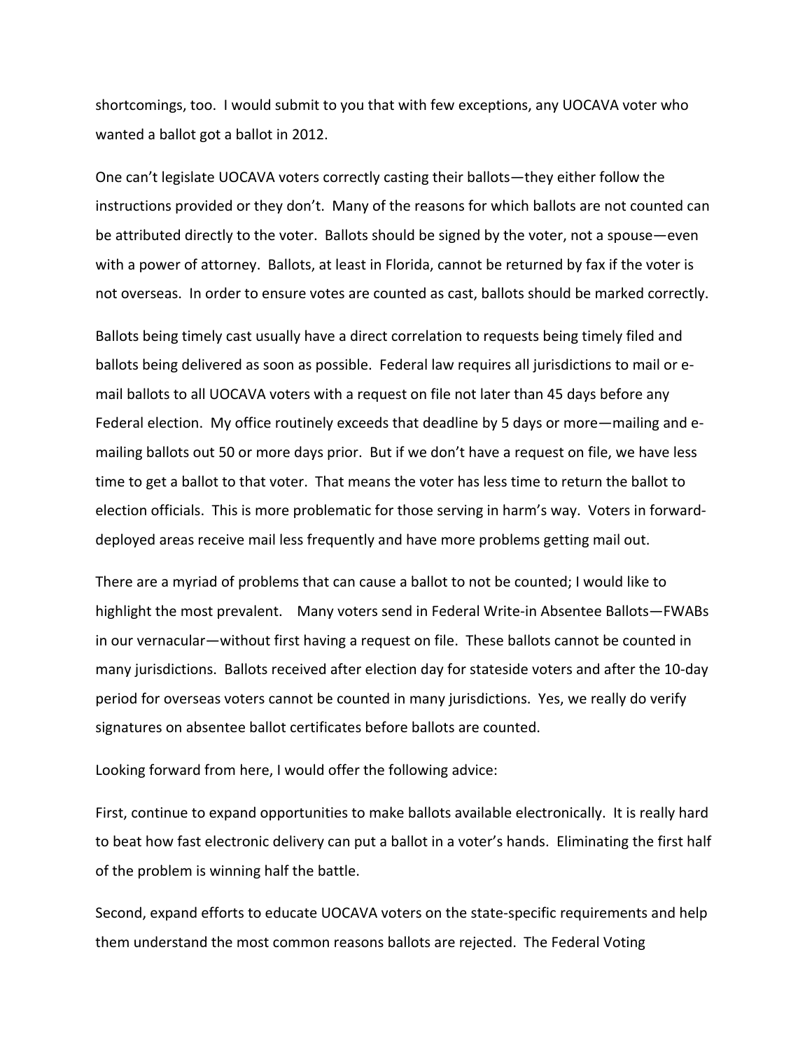shortcomings, too. I would submit to you that with few exceptions, any UOCAVA voter who wanted a ballot got a ballot in 2012.

One can't legislate UOCAVA voters correctly casting their ballots—they either follow the instructions provided or they don't. Many of the reasons for which ballots are not counted can be attributed directly to the voter. Ballots should be signed by the voter, not a spouse—even with a power of attorney. Ballots, at least in Florida, cannot be returned by fax if the voter is not overseas. In order to ensure votes are counted as cast, ballots should be marked correctly.

Ballots being timely cast usually have a direct correlation to requests being timely filed and ballots being delivered as soon as possible. Federal law requires all jurisdictions to mail or e-mail ballots to all UOCAVA voters with a request on file not later than 45 days before any Federal election. My office routinely exceeds that deadline by 5 days or more—mailing and e-mailing ballots out 50 or more days prior. But if we don't have a request on file, we have less time to get a ballot to that voter. That means the voter has less time to return the ballot to election officials. This is more problematic for those serving in harm's way. Voters in forward-deployed areas receive mail less frequently and have more problems getting mail out.

There are a myriad of problems that can cause a ballot to not be counted; I would like to highlight the most prevalent. Many voters send in Federal Write-in Absentee Ballots—FWABs in our vernacular—without first having a request on file. These ballots cannot be counted in many jurisdictions. Ballots received after election day for stateside voters and after the 10-day period for overseas voters cannot be counted in many jurisdictions. Yes, we really do verify signatures on absentee ballot certificates before ballots are counted.

Looking forward from here, I would offer the following advice:

First, continue to expand opportunities to make ballots available electronically. It is really hard to beat how fast electronic delivery can put a ballot in a voter's hands. Eliminating the first half of the problem is winning half the battle.

Second, expand efforts to educate UOCAVA voters on the state-specific requirements and help them understand the most common reasons ballots are rejected. The Federal Voting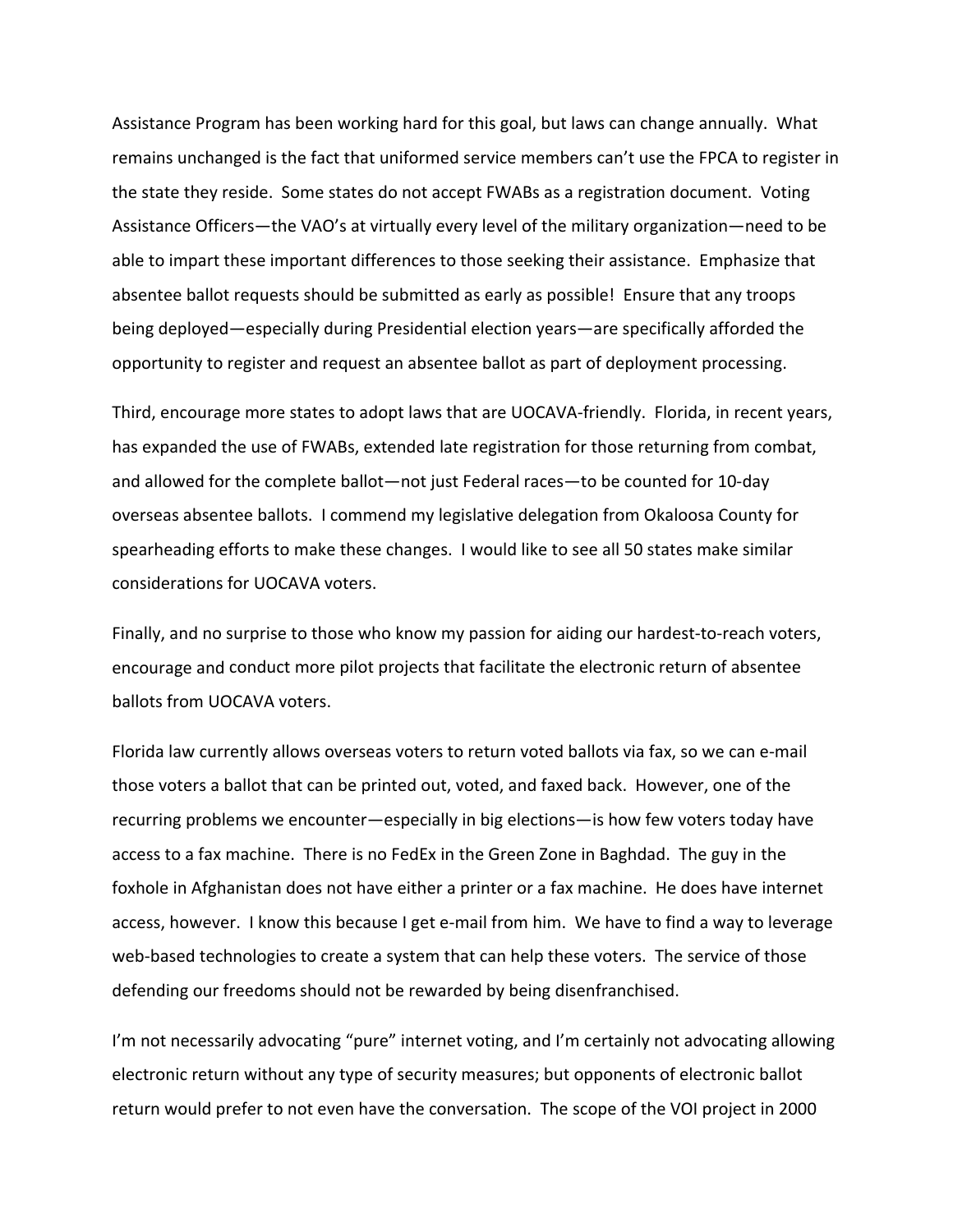Assistance Program has been working hard for this goal, but laws can change annually. What remains unchanged is the fact that uniformed service members can't use the FPCA to register in the state they reside. Some states do not accept FWABs as a registration document. Voting Assistance Officers—the VAO's at virtually every level of the military organization—need to be able to impart these important differences to those seeking their assistance. Emphasize that absentee ballot requests should be submitted as early as possible! Ensure that any troops being deployed—especially during Presidential election years—are specifically afforded the opportunity to register and request an absentee ballot as part of deployment processing.

Third, encourage more states to adopt laws that are UOCAVA-friendly. Florida, in recent years, has expanded the use of FWABs, extended late registration for those returning from combat, and allowed for the complete ballot—not just Federal races—to be counted for 10-day overseas absentee ballots. I commend my legislative delegation from Okaloosa County for spearheading efforts to make these changes. I would like to see all 50 states make similar considerations for UOCAVA voters.

Finally, and no surprise to those who know my passion for aiding our hardest-to-reach voters, encourage and conduct more pilot projects that facilitate the electronic return of absentee ballots from UOCAVA voters.

Florida law currently allows overseas voters to return voted ballots via fax, so we can e-mail those voters a ballot that can be printed out, voted, and faxed back. However, one of the recurring problems we encounter—especially in big elections—is how few voters today have access to a fax machine. There is no FedEx in the Green Zone in Baghdad. The guy in the foxhole in Afghanistan does not have either a printer or a fax machine. He does have internet access, however. I know this because I get e-mail from him. We have to find a way to leverage web-based technologies to create a system that can help these voters. The service of those defending our freedoms should not be rewarded by being disenfranchised.

I'm not necessarily advocating "pure" internet voting, and I'm certainly not advocating allowing electronic return without any type of security measures; but opponents of electronic ballot return would prefer to not even have the conversation. The scope of the VOI project in 2000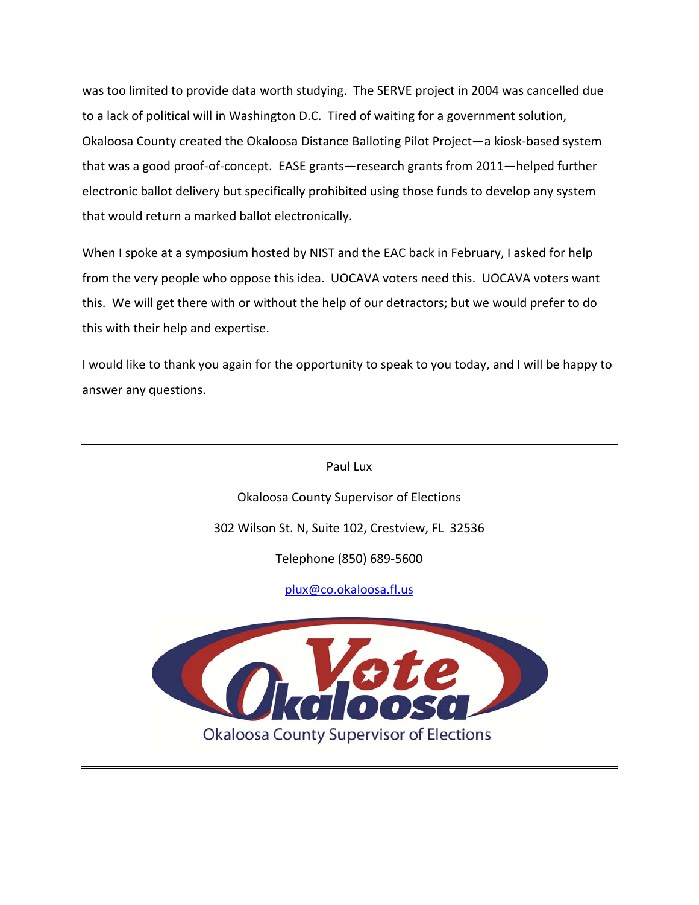was too limited to provide data worth studying. The SERVE project in 2004 was cancelled due to a lack of political will in Washington D.C. Tired of waiting for a government solution, Okaloosa County created the Okaloosa Distance Balloting Pilot Project—a kiosk-based system that was a good proof-of-concept. EASE grants—research grants from 2011—helped further electronic ballot delivery but specifically prohibited using those funds to develop any system that would return a marked ballot electronically.

When I spoke at a symposium hosted by NIST and the EAC back in February, I asked for help from the very people who oppose this idea. UOCAVA voters need this. UOCAVA voters want this. We will get there with or without the help of our detractors; but we would prefer to do this with their help and expertise.

I would like to thank you again for the opportunity to speak to you today, and I will be happy to answer any questions.

---

Paul Lux

Okaloosa County Supervisor of Elections

302 Wilson St. N, Suite 102, Crestview, FL 32536

Telephone (850) 689-5600

plux@co.okaloosa.fl.us

Vote Okaloosa

Okaloosa County Supervisor of Elections

---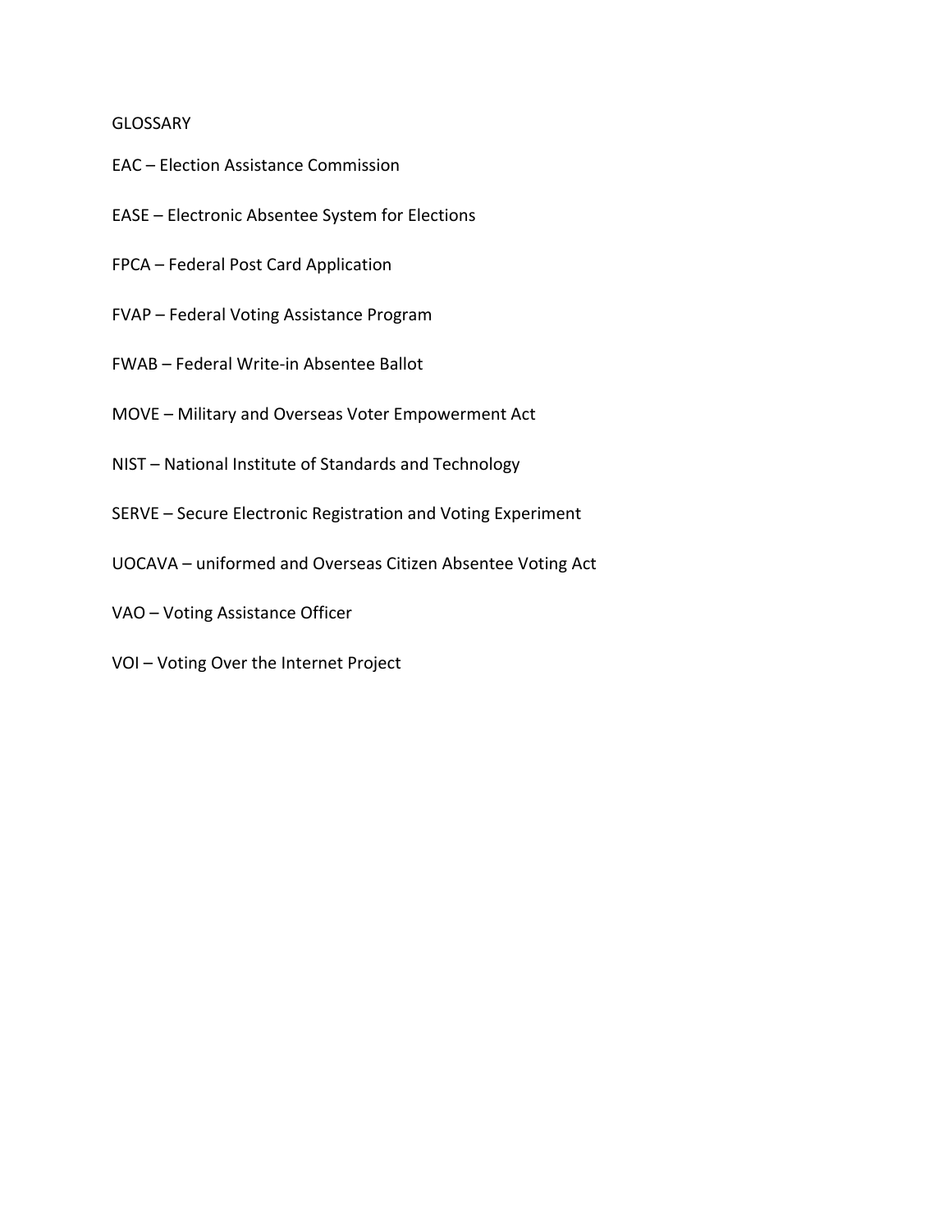# GLOSSARY

EAC – Election Assistance Commission

EASE – Electronic Absentee System for Elections

FPCA – Federal Post Card Application

FVAP – Federal Voting Assistance Program

FWAB – Federal Write-in Absentee Ballot

MOVE – Military and Overseas Voter Empowerment Act

NIST – National Institute of Standards and Technology

SERVE – Secure Electronic Registration and Voting Experiment

UOCAVA – uniformed and Overseas Citizen Absentee Voting Act

VAO – Voting Assistance Officer

VOI – Voting Over the Internet Project